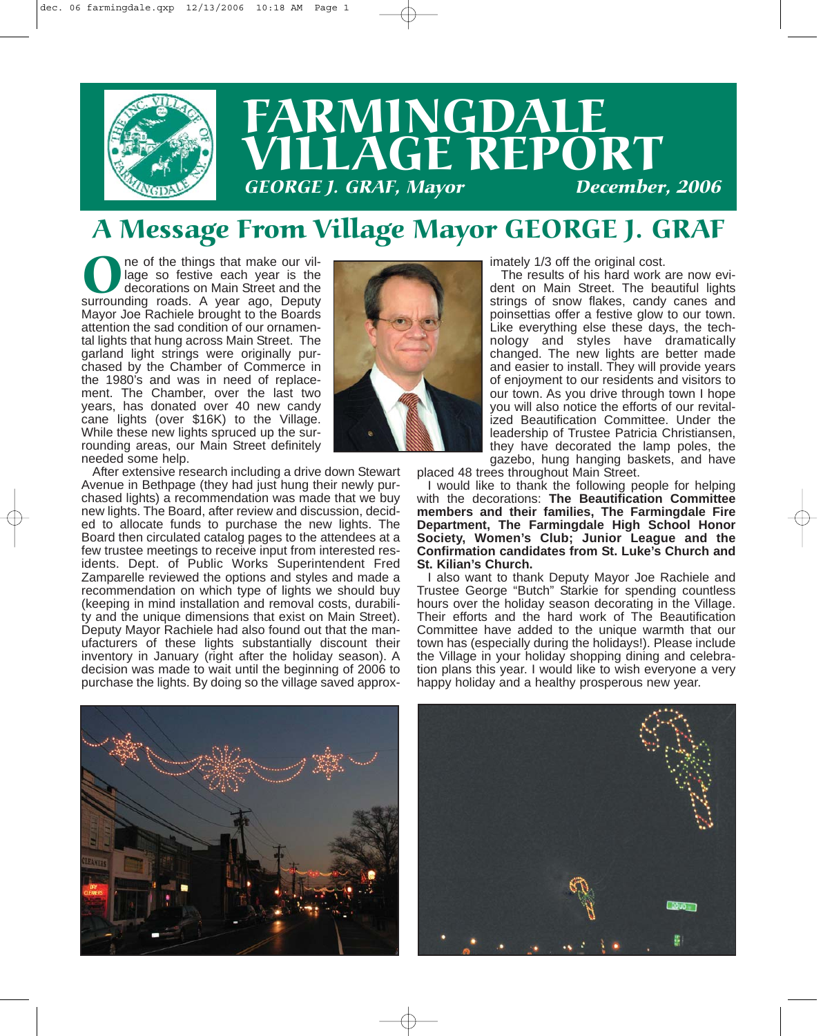# FARMINGDALE VILLAGE REPORT

*GEORGE J. GRAF, Mayor* *December, 2006*

## A Message From Village Mayor GEORGE J. GRAF

One of the things that make our village so festive each year is the decorations on Main Street and the surrounding roads. A year ago, Deputy Mayor Joe Rachiele brought to the Boards attention the sad condition of our ornamental lights that hung across Main Street. The garland light strings were originally purchased by the Chamber of Commerce in the 1980's and was in need of replacement. The Chamber, over the last two years, has donated over 40 new candy cane lights (over $16K) to the Village. While these new lights spruced up the surrounding areas, our Main Street definitely needed some help.

After extensive research including a drive down Stewart Avenue in Bethpage (they had just hung their newly purchased lights) a recommendation was made that we buy new lights. The Board, after review and discussion, decided to allocate funds to purchase the new lights. The Board then circulated catalog pages to the attendees at a few trustee meetings to receive input from interested residents. Dept. of Public Works Superintendent Fred Zamparelle reviewed the options and styles and made a recommendation on which type of lights we should buy (keeping in mind installation and removal costs, durability and the unique dimensions that exist on Main Street). Deputy Mayor Rachiele had also found out that the manufacturers of these lights substantially discount their inventory in January (right after the holiday season). A decision was made to wait until the beginning of 2006 to purchase the lights. By doing so the village saved approximately 1/3 off the original cost.

The results of his hard work are now evident on Main Street. The beautiful lights strings of snow flakes, candy canes and poinsettias offer a festive glow to our town. Like everything else these days, the technology and styles have dramatically changed. The new lights are better made and easier to install. They will provide years of enjoyment to our residents and visitors to our town. As you drive through town I hope you will also notice the efforts of our revitalized Beautification Committee. Under the leadership of Trustee Patricia Christiansen, they have decorated the lamp poles, the gazebo, hung hanging baskets, and have placed 48 trees throughout Main Street.

I would like to thank the following people for helping with the decorations: **The Beautification Committee members and their families, The Farmingdale Fire Department, The Farmingdale High School Honor Society, Women's Club; Junior League and the Confirmation candidates from St. Luke's Church and St. Kilian's Church.**

I also want to thank Deputy Mayor Joe Rachiele and Trustee George "Butch" Starkie for spending countless hours over the holiday season decorating in the Village. Their efforts and the hard work of The Beautification Committee have added to the unique warmth that our town has (especially during the holidays!). Please include the Village in your holiday shopping dining and celebration plans this year. I would like to wish everyone a very happy holiday and a healthy prosperous new year.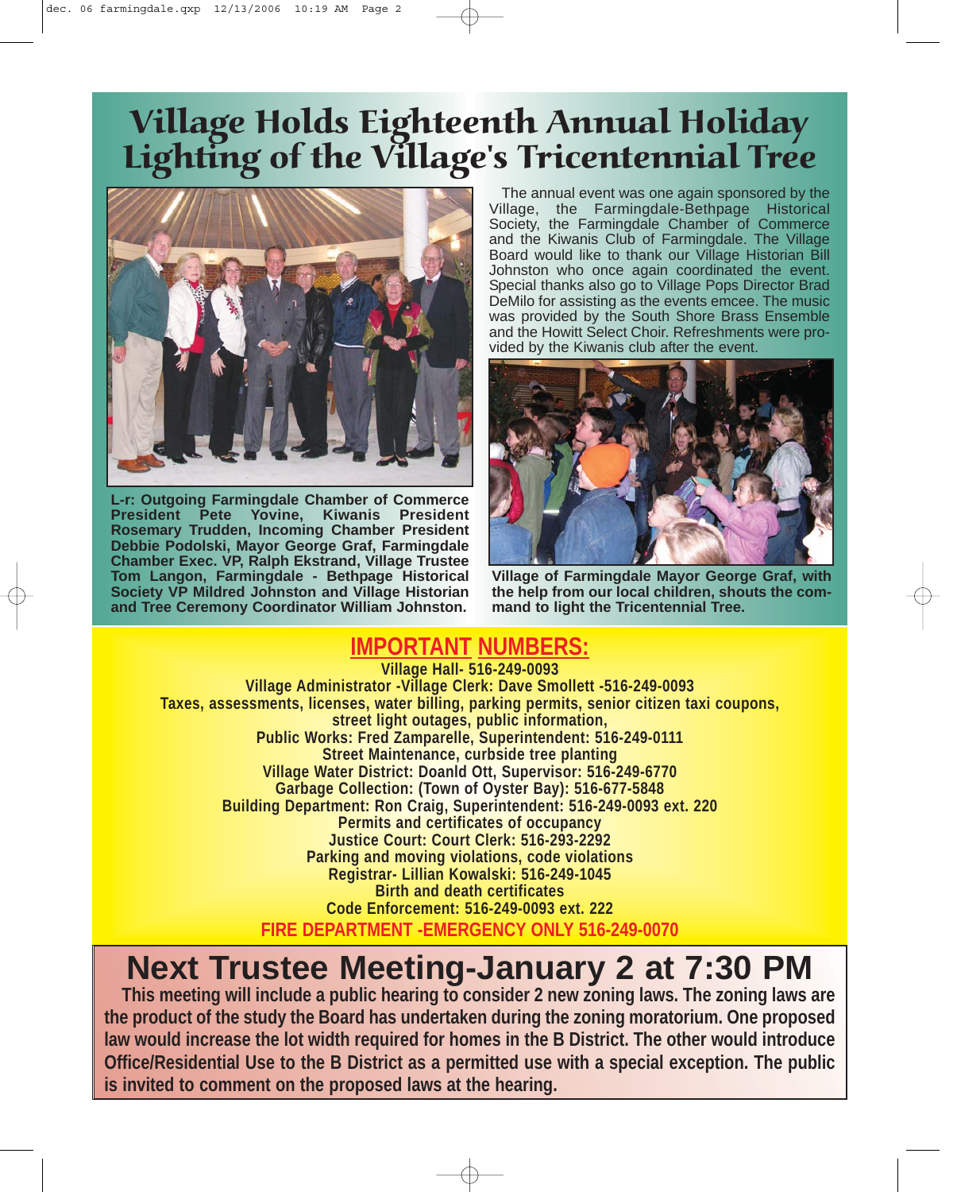# Village Holds Eighteenth Annual Holiday Lighting of the Village's Tricentennial Tree

L-r: Outgoing Farmingdale Chamber of Commerce President Pete Yovine, Kiwanis President Rosemary Trudden, Incoming Chamber President Debbie Podolski, Mayor George Graf, Farmingdale Chamber Exec. VP, Ralph Ekstrand, Village Trustee Tom Langon, Farmingdale - Bethpage Historical Society VP Mildred Johnston and Village Historian and Tree Ceremony Coordinator William Johnston.

The annual event was one again sponsored by the Village, the Farmingdale-Bethpage Historical Society, the Farmingdale Chamber of Commerce and the Kiwanis Club of Farmingdale. The Village Board would like to thank our Village Historian Bill Johnston who once again coordinated the event. Special thanks also go to Village Pops Director Brad DeMilo for assisting as the events emcee. The music was provided by the South Shore Brass Ensemble and the Howitt Select Choir. Refreshments were provided by the Kiwanis club after the event.

Village of Farmingdale Mayor George Graf, with the help from our local children, shouts the command to light the Tricentennial Tree.

## IMPORTANT NUMBERS:

**Village Hall- 516-249-0093**
**Village Administrator -Village Clerk: Dave Smollett -516-249-0093**
**Taxes, assessments, licenses, water billing, parking permits, senior citizen taxi coupons, street light outages, public information,**
**Public Works: Fred Zamparelle, Superintendent: 516-249-0111**
**Street Maintenance, curbside tree planting**
**Village Water District: Doanld Ott, Supervisor: 516-249-6770**
**Garbage Collection: (Town of Oyster Bay): 516-677-5848**
**Building Department: Ron Craig, Superintendent: 516-249-0093 ext. 220**
**Permits and certificates of occupancy**
**Justice Court: Court Clerk: 516-293-2292**
**Parking and moving violations, code violations**
**Registrar- Lillian Kowalski: 516-249-1045**
**Birth and death certificates**
**Code Enforcement: 516-249-0093 ext. 222**
**FIRE DEPARTMENT -EMERGENCY ONLY 516-249-0070**

# Next Trustee Meeting-January 2 at 7:30 PM

**This meeting will include a public hearing to consider 2 new zoning laws. The zoning laws are the product of the study the Board has undertaken during the zoning moratorium. One proposed law would increase the lot width required for homes in the B District. The other would introduce Office/Residential Use to the B District as a permitted use with a special exception. The public is invited to comment on the proposed laws at the hearing.**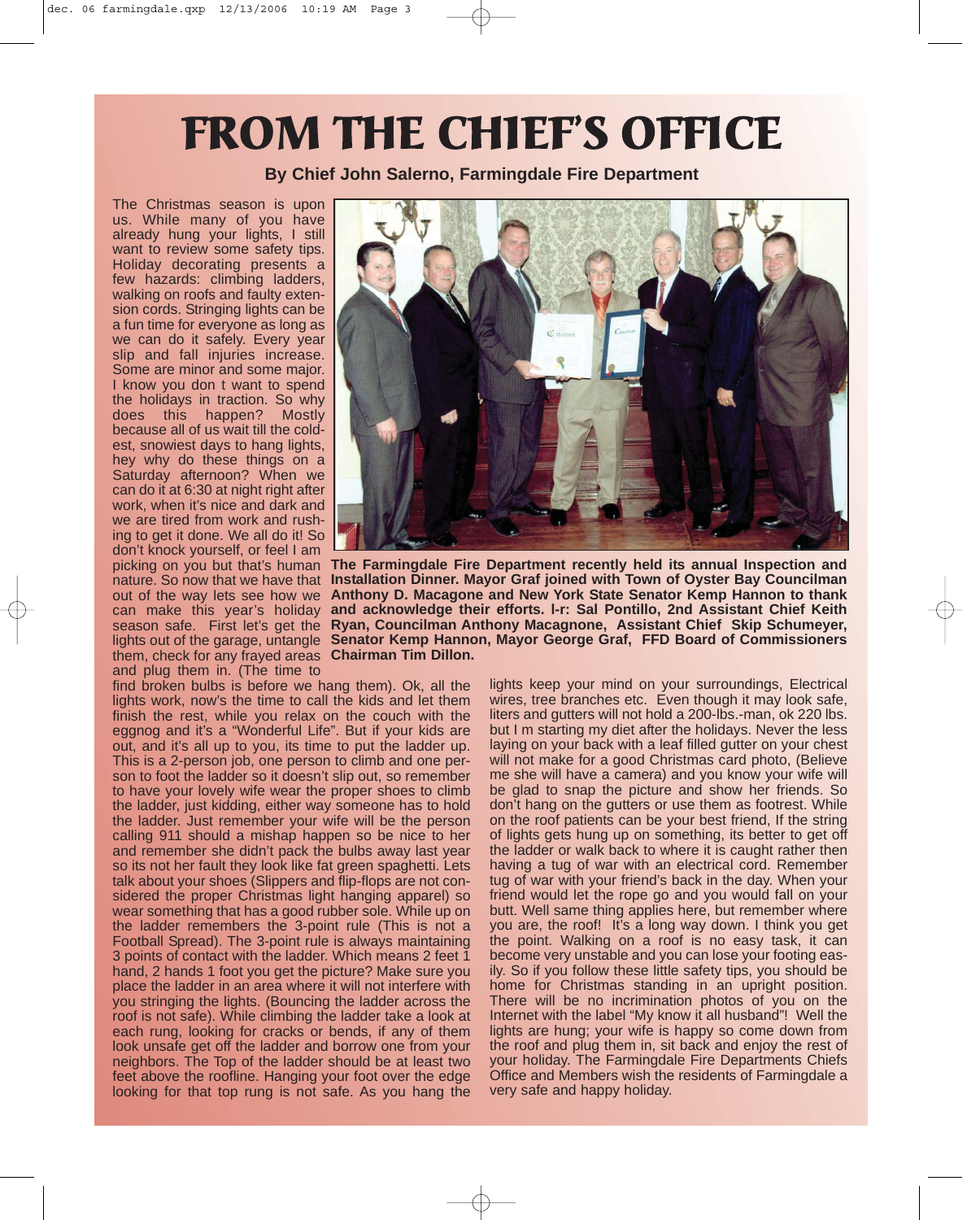# FROM THE CHIEF'S OFFICE

**By Chief John Salerno, Farmingdale Fire Department**

The Christmas season is upon us. While many of you have already hung your lights, I still want to review some safety tips. Holiday decorating presents a few hazards: climbing ladders, walking on roofs and faulty extension cords. Stringing lights can be a fun time for everyone as long as we can do it safely. Every year slip and fall injuries increase. Some are minor and some major. I know you don t want to spend the holidays in traction. So why does this happen? Mostly because all of us wait till the coldest, snowiest days to hang lights, hey why do these things on a Saturday afternoon? When we can do it at 6:30 at night right after work, when it's nice and dark and we are tired from work and rushing to get it done. We all do it! So don't knock yourself, or feel I am picking on you but that's human nature. So now that we have that out of the way lets see how we can make this year's holiday season safe. First let's get the lights out of the garage, untangle them, check for any frayed areas and plug them in. (The time to find broken bulbs is before we hang them). Ok, all the lights work, now's the time to call the kids and let them finish the rest, while you relax on the couch with the eggnog and it's a "Wonderful Life". But if your kids are out, and it's all up to you, its time to put the ladder up. This is a 2-person job, one person to climb and one person to foot the ladder so it doesn't slip out, so remember to have your lovely wife wear the proper shoes to climb the ladder, just kidding, either way someone has to hold the ladder. Just remember your wife will be the person calling 911 should a mishap happen so be nice to her and remember she didn't pack the bulbs away last year so its not her fault they look like fat green spaghetti. Lets talk about your shoes (Slippers and flip-flops are not considered the proper Christmas light hanging apparel) so wear something that has a good rubber sole. While up on the ladder remembers the 3-point rule (This is not a Football Spread). The 3-point rule is always maintaining 3 points of contact with the ladder. Which means 2 feet 1 hand, 2 hands 1 foot you get the picture? Make sure you place the ladder in an area where it will not interfere with you stringing the lights. (Bouncing the ladder across the roof is not safe). While climbing the ladder take a look at each rung, looking for cracks or bends, if any of them look unsafe get off the ladder and borrow one from your neighbors. The Top of the ladder should be at least two feet above the roofline. Hanging your foot over the edge looking for that top rung is not safe. As you hang the lights keep your mind on your surroundings, Electrical wires, tree branches etc. Even though it may look safe, liters and gutters will not hold a 200-lbs.-man, ok 220 lbs. but I m starting my diet after the holidays. Never the less laying on your back with a leaf filled gutter on your chest will not make for a good Christmas card photo, (Believe me she will have a camera) and you know your wife will be glad to snap the picture and show her friends. So don't hang on the gutters or use them as footrest. While on the roof patients can be your best friend, If the string of lights gets hung up on something, its better to get off the ladder or walk back to where it is caught rather then having a tug of war with an electrical cord. Remember tug of war with your friend's back in the day. When your friend would let the rope go and you would fall on your butt. Well same thing applies here, but remember where you are, the roof! It's a long way down. I think you get the point. Walking on a roof is no easy task, it can become very unstable and you can lose your footing easily. So if you follow these little safety tips, you should be home for Christmas standing in an upright position. There will be no incrimination photos of you on the Internet with the label "My know it all husband"! Well the lights are hung; your wife is happy so come down from the roof and plug them in, sit back and enjoy the rest of your holiday. The Farmingdale Fire Departments Chiefs Office and Members wish the residents of Farmingdale a very safe and happy holiday.

**The Farmingdale Fire Department recently held its annual Inspection and Installation Dinner. Mayor Graf joined with Town of Oyster Bay Councilman Anthony D. Macagone and New York State Senator Kemp Hannon to thank and acknowledge their efforts. l-r: Sal Pontillo, 2nd Assistant Chief Keith Ryan, Councilman Anthony Macagnone, Assistant Chief Skip Schumeyer, Senator Kemp Hannon, Mayor George Graf, FFD Board of Commissioners Chairman Tim Dillon.**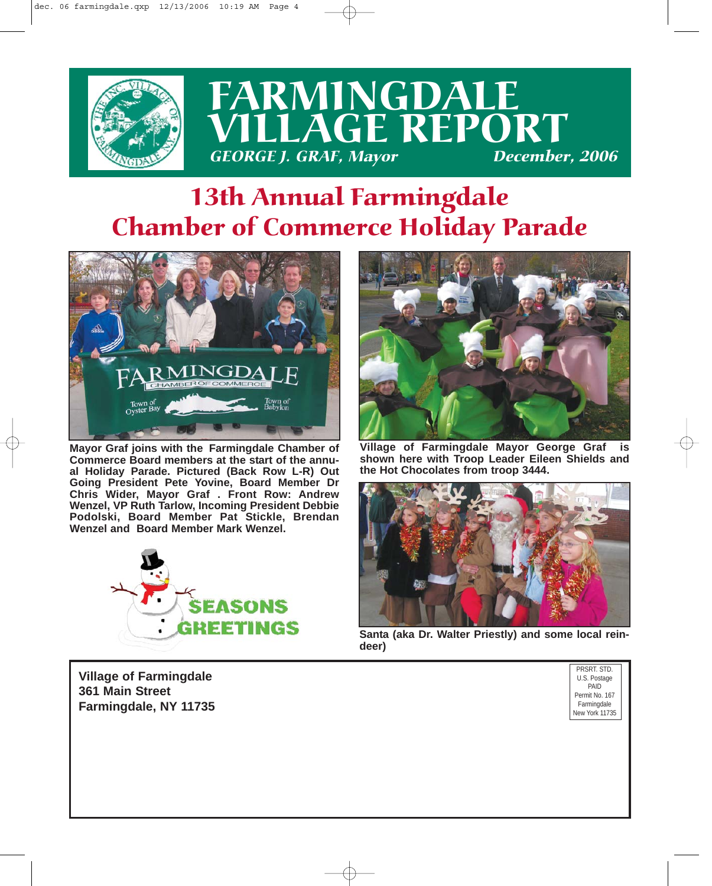# FARMINGDALE VILLAGE REPORT

*GEORGE J. GRAF, Mayor* *December, 2006*

## 13th Annual Farmingdale Chamber of Commerce Holiday Parade

Mayor Graf joins with the Farmingdale Chamber of Commerce Board members at the start of the annual Holiday Parade. Pictured (Back Row L-R) Out Going President Pete Yovine, Board Member Dr Chris Wider, Mayor Graf . Front Row: Andrew Wenzel, VP Ruth Tarlow, Incoming President Debbie Podolski, Board Member Pat Stickle, Brendan Wenzel and Board Member Mark Wenzel.

SEASONS GREETINGS

Village of Farmingdale Mayor George Graf is shown here with Troop Leader Eileen Shields and the Hot Chocolates from troop 3444.

Santa (aka Dr. Walter Priestly) and some local reindeer)

**Village of Farmingdale**
**361 Main Street**
**Farmingdale, NY 11735**

PRSRT. STD.
U.S. Postage
PAID
Permit No. 167
Farmingdale
New York 11735